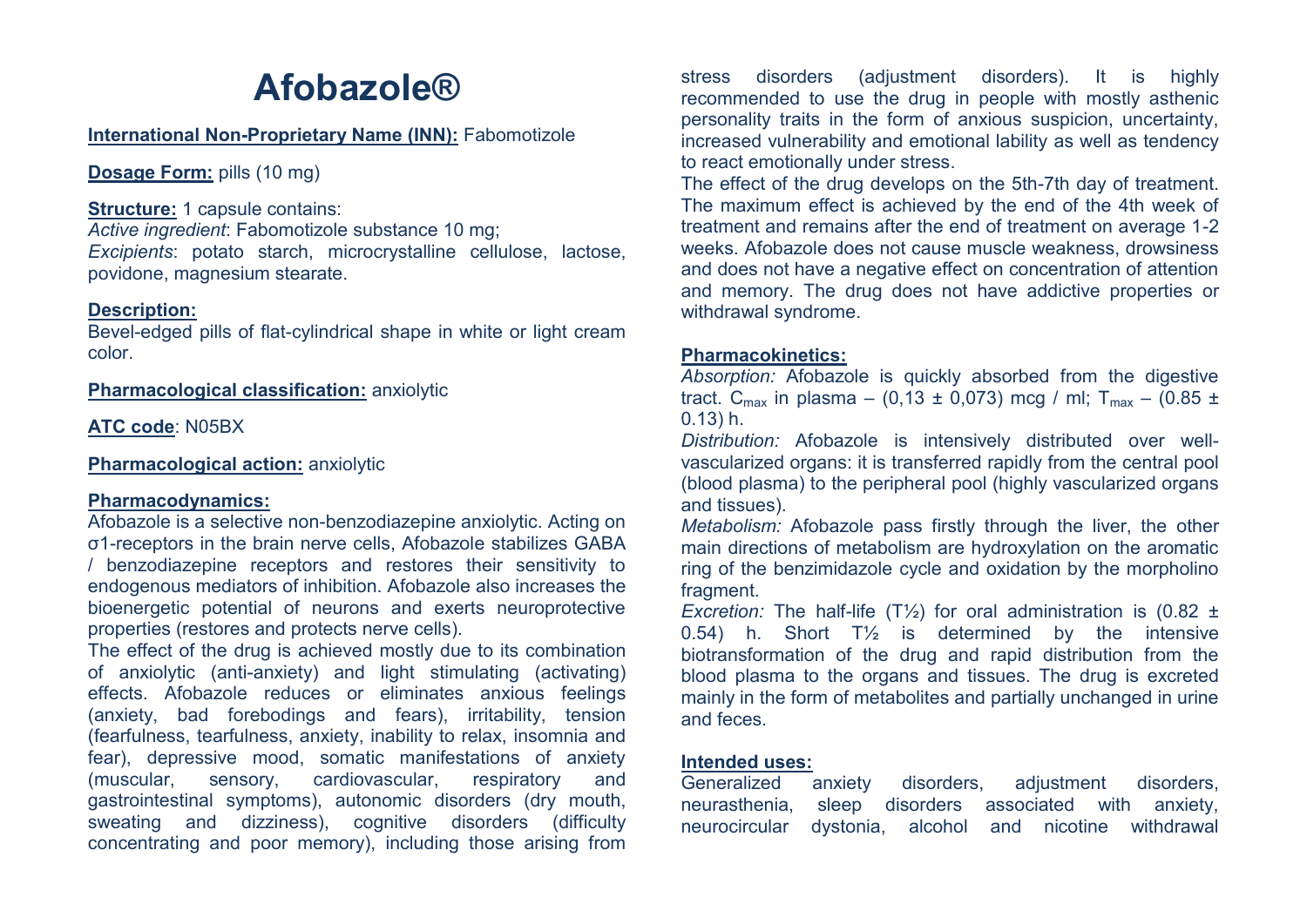# Afobazole®

**International Non-Proprietary Name (INN):** Fabomotizole

**Dosage Form:** pills (10 mg)

**Structure:** 1 capsule contains:
*Active ingredient*: Fabomotizole substance 10 mg;
*Excipients*: potato starch, microcrystalline cellulose, lactose, povidone, magnesium stearate.

**Description:**
Bevel-edged pills of flat-cylindrical shape in white or light cream color.

**Pharmacological classification:** anxiolytic

**ATC code**: N05BX

**Pharmacological action:** anxiolytic

**Pharmacodynamics:**
Afobazole is a selective non-benzodiazepine anxiolytic. Acting on σ1-receptors in the brain nerve cells, Afobazole stabilizes GABA / benzodiazepine receptors and restores their sensitivity to endogenous mediators of inhibition. Afobazole also increases the bioenergetic potential of neurons and exerts neuroprotective properties (restores and protects nerve cells).
The effect of the drug is achieved mostly due to its combination of anxiolytic (anti-anxiety) and light stimulating (activating) effects. Afobazole reduces or eliminates anxious feelings (anxiety, bad forebodings and fears), irritability, tension (fearfulness, tearfulness, anxiety, inability to relax, insomnia and fear), depressive mood, somatic manifestations of anxiety (muscular, sensory, cardiovascular, respiratory and gastrointestinal symptoms), autonomic disorders (dry mouth, sweating and dizziness), cognitive disorders (difficulty concentrating and poor memory), including those arising from stress disorders (adjustment disorders). It is highly recommended to use the drug in people with mostly asthenic personality traits in the form of anxious suspicion, uncertainty, increased vulnerability and emotional lability as well as tendency to react emotionally under stress.
The effect of the drug develops on the 5th-7th day of treatment. The maximum effect is achieved by the end of the 4th week of treatment and remains after the end of treatment on average 1-2 weeks. Afobazole does not cause muscle weakness, drowsiness and does not have a negative effect on concentration of attention and memory. The drug does not have addictive properties or withdrawal syndrome.

**Pharmacokinetics:**
*Absorption:* Afobazole is quickly absorbed from the digestive tract. $C_{max}$ in plasma – (0,13 ± 0,073) mcg / ml; $T_{max}$ – (0.85 ± 0.13) h.
*Distribution:* Afobazole is intensively distributed over well-vascularized organs: it is transferred rapidly from the central pool (blood plasma) to the peripheral pool (highly vascularized organs and tissues).
*Metabolism:* Afobazole pass firstly through the liver, the other main directions of metabolism are hydroxylation on the aromatic ring of the benzimidazole cycle and oxidation by the morpholino fragment.
*Excretion:* The half-life (T½) for oral administration is (0.82 ± 0.54) h. Short T½ is determined by the intensive biotransformation of the drug and rapid distribution from the blood plasma to the organs and tissues. The drug is excreted mainly in the form of metabolites and partially unchanged in urine and feces.

**Intended uses:**
Generalized anxiety disorders, adjustment disorders, neurasthenia, sleep disorders associated with anxiety, neurocircular dystonia, alcohol and nicotine withdrawal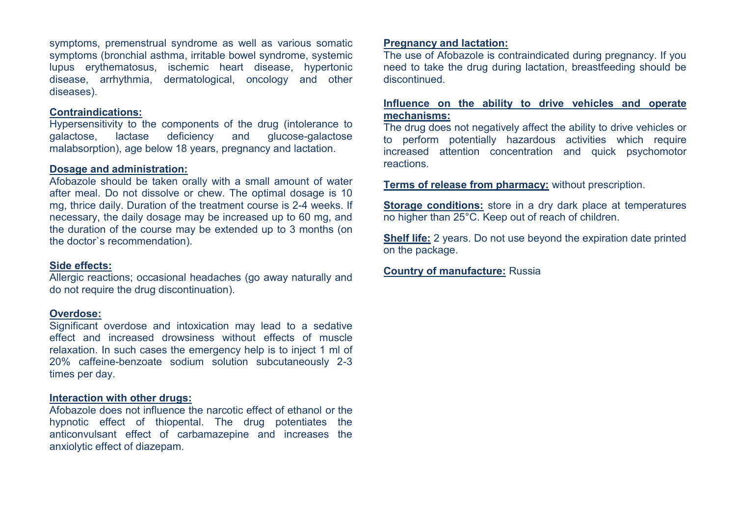symptoms, premenstrual syndrome as well as various somatic symptoms (bronchial asthma, irritable bowel syndrome, systemic lupus erythematosus, ischemic heart disease, hypertonic disease, arrhythmia, dermatological, oncology and other diseases).

**Contraindications:**
Hypersensitivity to the components of the drug (intolerance to galactose, lactase deficiency and glucose-galactose malabsorption), age below 18 years, pregnancy and lactation.

**Dosage and administration:**
Afobazole should be taken orally with a small amount of water after meal. Do not dissolve or chew. The optimal dosage is 10 mg, thrice daily. Duration of the treatment course is 2-4 weeks. If necessary, the daily dosage may be increased up to 60 mg, and the duration of the course may be extended up to 3 months (on the doctor`s recommendation).

**Side effects:**
Allergic reactions; occasional headaches (go away naturally and do not require the drug discontinuation).

**Overdose:**
Significant overdose and intoxication may lead to a sedative effect and increased drowsiness without effects of muscle relaxation. In such cases the emergency help is to inject 1 ml of 20% caffeine-benzoate sodium solution subcutaneously 2-3 times per day.

**Interaction with other drugs:**
Afobazole does not influence the narcotic effect of ethanol or the hypnotic effect of thiopental. The drug potentiates the anticonvulsant effect of carbamazepine and increases the anxiolytic effect of diazepam.

**Pregnancy and lactation:**
The use of Afobazole is contraindicated during pregnancy. If you need to take the drug during lactation, breastfeeding should be discontinued.

**Influence on the ability to drive vehicles and operate mechanisms:**
The drug does not negatively affect the ability to drive vehicles or to perform potentially hazardous activities which require increased attention concentration and quick psychomotor reactions.

**Terms of release from pharmacy:** without prescription.

**Storage conditions:** store in a dry dark place at temperatures no higher than 25°C. Keep out of reach of children.

**Shelf life:** 2 years. Do not use beyond the expiration date printed on the package.

**Country of manufacture:** Russia